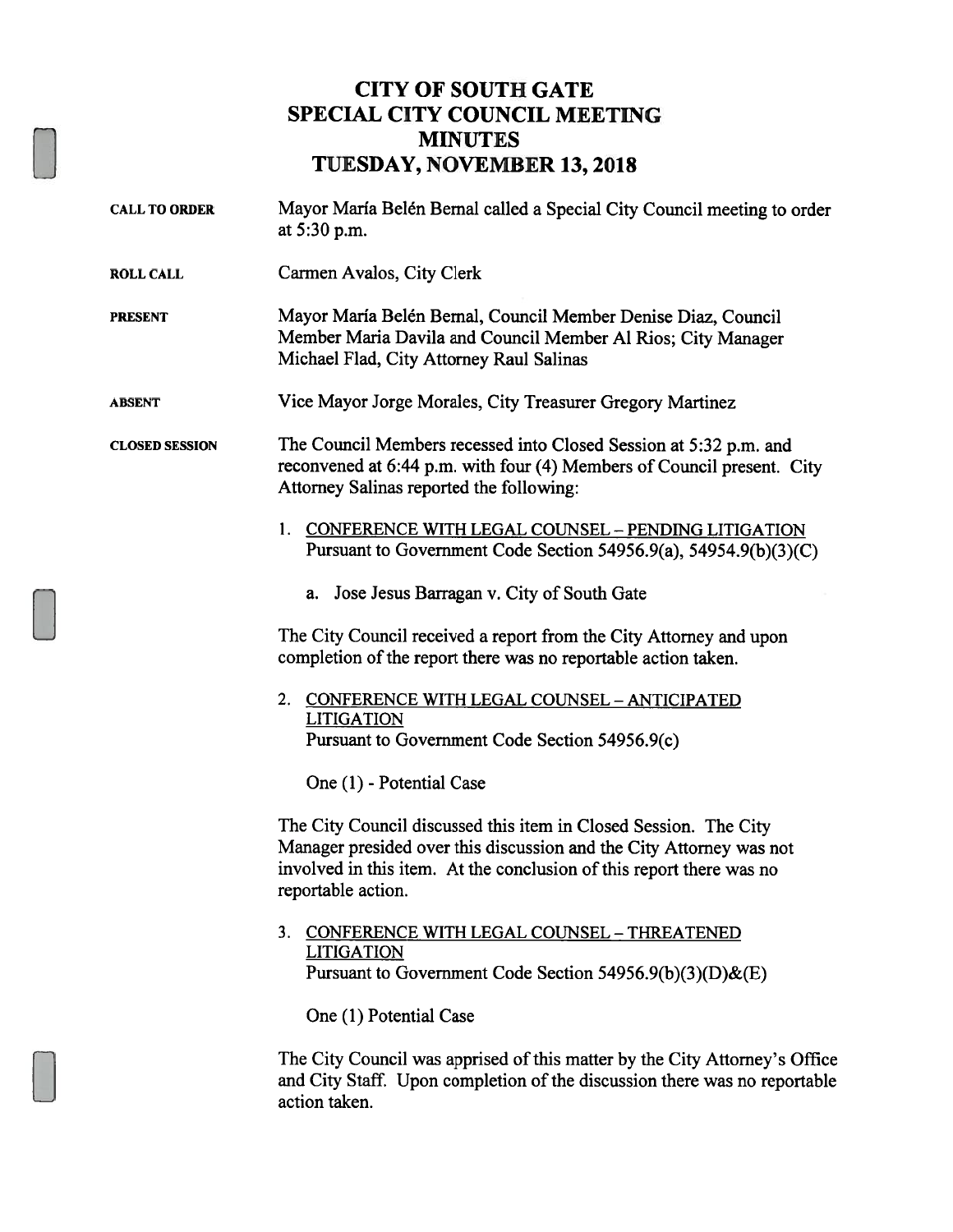# CITY OF SOUTH GATE
# SPECIAL CITY COUNCIL MEETING
# MINUTES
# TUESDAY, NOVEMBER 13, 2018

**CALL TO ORDER** Mayor María Belén Bernal called a Special City Council meeting to order at 5:30 p.m.

**ROLL CALL** Carmen Avalos, City Clerk

**PRESENT** Mayor María Belén Bernal, Council Member Denise Diaz, Council Member Maria Davila and Council Member Al Rios; City Manager Michael Flad, City Attorney Raul Salinas

**ABSENT** Vice Mayor Jorge Morales, City Treasurer Gregory Martinez

**CLOSED SESSION** The Council Members recessed into Closed Session at 5:32 p.m. and reconvened at 6:44 p.m. with four (4) Members of Council present. City Attorney Salinas reported the following:

1. CONFERENCE WITH LEGAL COUNSEL – PENDING LITIGATION
   Pursuant to Government Code Section 54956.9(a), 54954.9(b)(3)(C)

   a. Jose Jesus Barragan v. City of South Gate

The City Council received a report from the City Attorney and upon completion of the report there was no reportable action taken.

2. CONFERENCE WITH LEGAL COUNSEL – ANTICIPATED LITIGATION
   Pursuant to Government Code Section 54956.9(c)

   One (1) - Potential Case

The City Council discussed this item in Closed Session. The City Manager presided over this discussion and the City Attorney was not involved in this item. At the conclusion of this report there was no reportable action.

3. CONFERENCE WITH LEGAL COUNSEL – THREATENED LITIGATION
   Pursuant to Government Code Section 54956.9(b)(3)(D)&(E)

   One (1) Potential Case

The City Council was apprised of this matter by the City Attorney's Office and City Staff. Upon completion of the discussion there was no reportable action taken.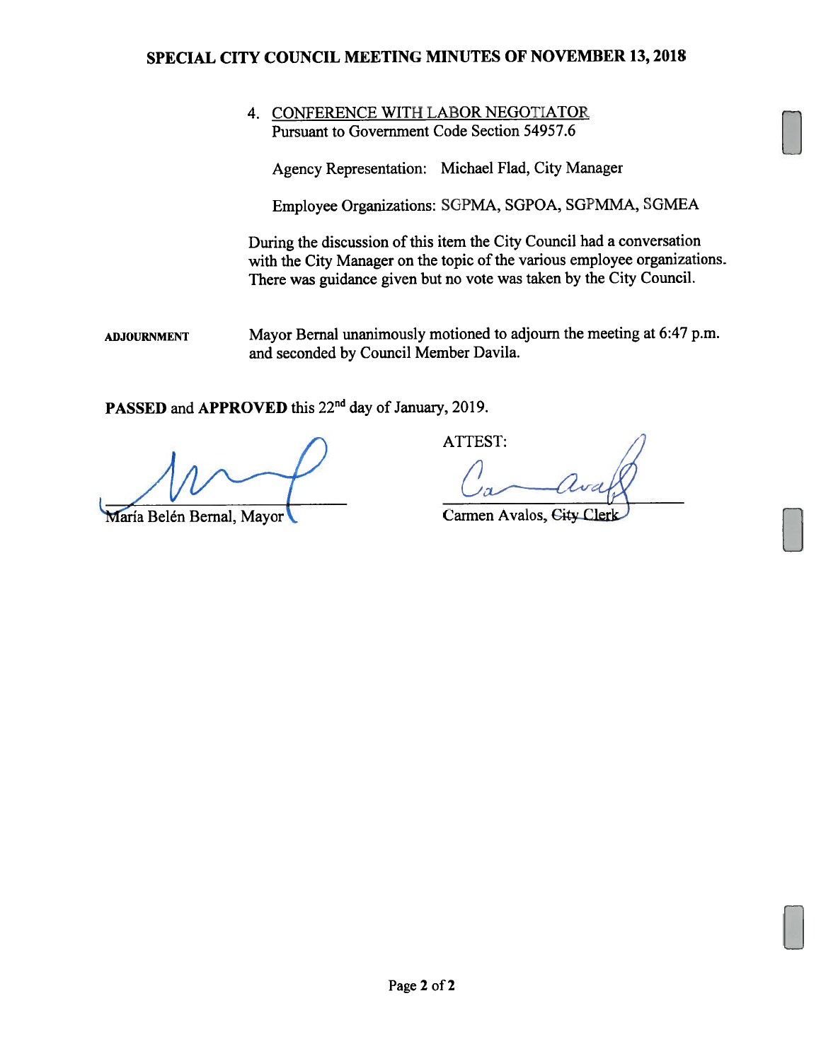4. CONFERENCE WITH LABOR NEGOTIATOR
   Pursuant to Government Code Section 54957.6

   Agency Representation: Michael Flad, City Manager

   Employee Organizations: SGPMA, SGPOA, SGPMMA, SGMEA

   During the discussion of this item the City Council had a conversation with the City Manager on the topic of the various employee organizations. There was guidance given but no vote was taken by the City Council.

**ADJOURNMENT** Mayor Bernal unanimously motioned to adjourn the meeting at 6:47 p.m. and seconded by Council Member Davila.

**PASSED** and **APPROVED** this 22nd day of January, 2019.

María Belén Bernal, Mayor

ATTEST:

Carmen Avalos, ~~City~~ Clerk